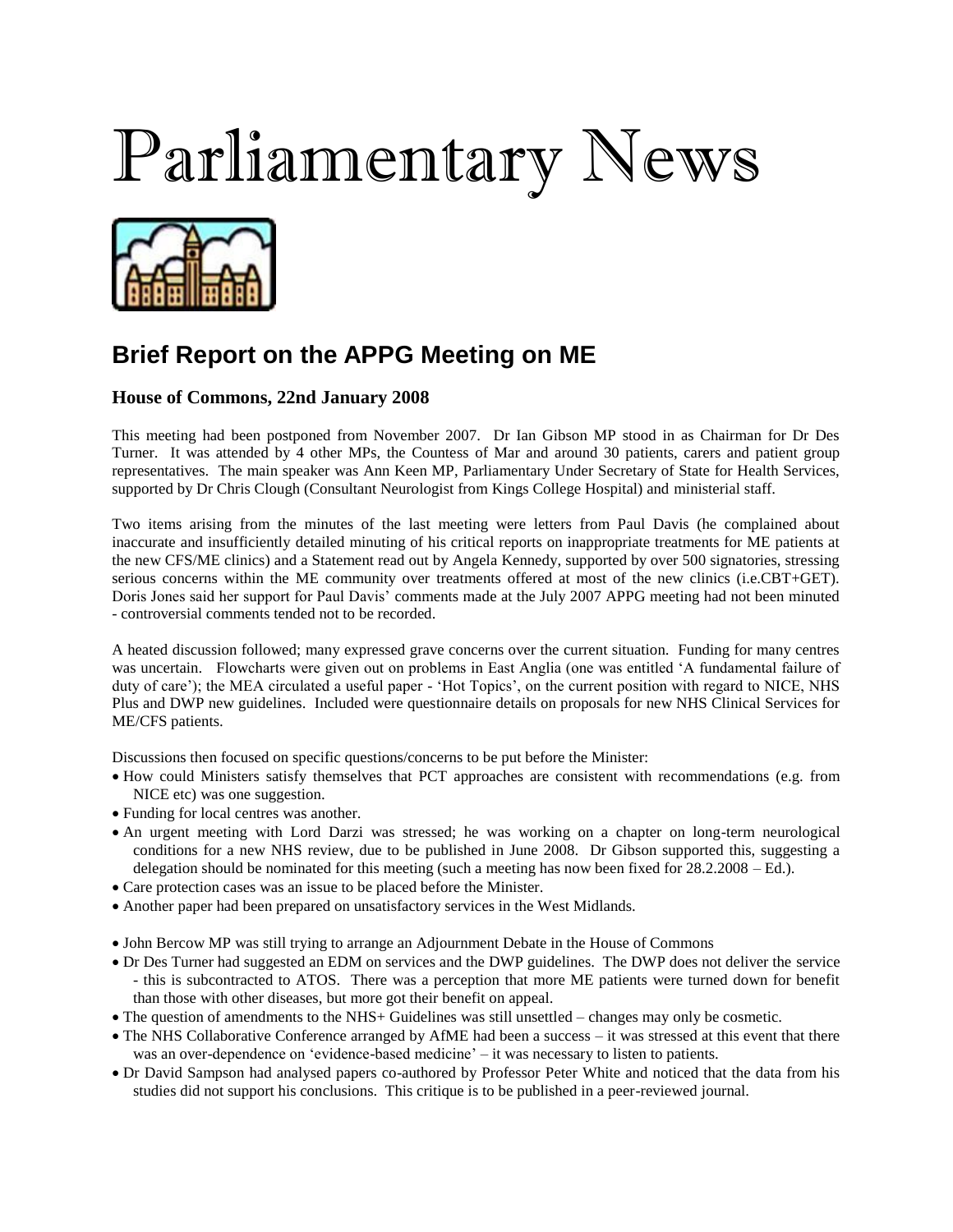# Parliamentary News

## Brief Report on the APPG Meeting on ME

### House of Commons, 22nd January 2008

This meeting had been postponed from November 2007. Dr Ian Gibson MP stood in as Chairman for Dr Des Turner. It was attended by 4 other MPs, the Countess of Mar and around 30 patients, carers and patient group representatives. The main speaker was Ann Keen MP, Parliamentary Under Secretary of State for Health Services, supported by Dr Chris Clough (Consultant Neurologist from Kings College Hospital) and ministerial staff.

Two items arising from the minutes of the last meeting were letters from Paul Davis (he complained about inaccurate and insufficiently detailed minuting of his critical reports on inappropriate treatments for ME patients at the new CFS/ME clinics) and a Statement read out by Angela Kennedy, supported by over 500 signatories, stressing serious concerns within the ME community over treatments offered at most of the new clinics (i.e.CBT+GET). Doris Jones said her support for Paul Davis' comments made at the July 2007 APPG meeting had not been minuted - controversial comments tended not to be recorded.

A heated discussion followed; many expressed grave concerns over the current situation. Funding for many centres was uncertain. Flowcharts were given out on problems in East Anglia (one was entitled 'A fundamental failure of duty of care'); the MEA circulated a useful paper - 'Hot Topics', on the current position with regard to NICE, NHS Plus and DWP new guidelines. Included were questionnaire details on proposals for new NHS Clinical Services for ME/CFS patients.

Discussions then focused on specific questions/concerns to be put before the Minister:

- How could Ministers satisfy themselves that PCT approaches are consistent with recommendations (e.g. from NICE etc) was one suggestion.
- Funding for local centres was another.
- An urgent meeting with Lord Darzi was stressed; he was working on a chapter on long-term neurological conditions for a new NHS review, due to be published in June 2008. Dr Gibson supported this, suggesting a delegation should be nominated for this meeting (such a meeting has now been fixed for 28.2.2008 – Ed.).
- Care protection cases was an issue to be placed before the Minister.
- Another paper had been prepared on unsatisfactory services in the West Midlands.

- John Bercow MP was still trying to arrange an Adjournment Debate in the House of Commons
- Dr Des Turner had suggested an EDM on services and the DWP guidelines. The DWP does not deliver the service - this is subcontracted to ATOS. There was a perception that more ME patients were turned down for benefit than those with other diseases, but more got their benefit on appeal.
- The question of amendments to the NHS+ Guidelines was still unsettled – changes may only be cosmetic.
- The NHS Collaborative Conference arranged by AfME had been a success – it was stressed at this event that there was an over-dependence on 'evidence-based medicine' – it was necessary to listen to patients.
- Dr David Sampson had analysed papers co-authored by Professor Peter White and noticed that the data from his studies did not support his conclusions. This critique is to be published in a peer-reviewed journal.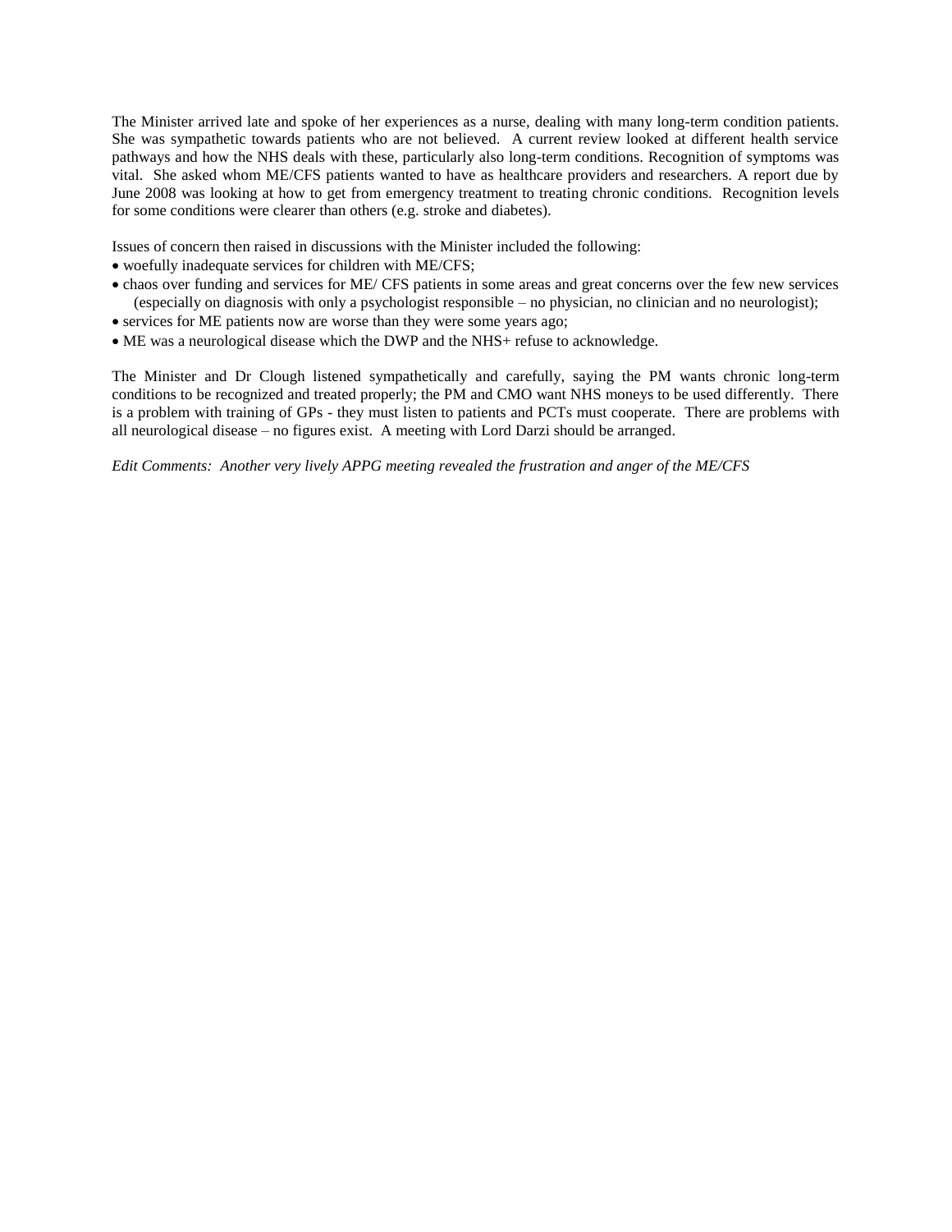The Minister arrived late and spoke of her experiences as a nurse, dealing with many long-term condition patients. She was sympathetic towards patients who are not believed. A current review looked at different health service pathways and how the NHS deals with these, particularly also long-term conditions. Recognition of symptoms was vital. She asked whom ME/CFS patients wanted to have as healthcare providers and researchers. A report due by June 2008 was looking at how to get from emergency treatment to treating chronic conditions. Recognition levels for some conditions were clearer than others (e.g. stroke and diabetes).

Issues of concern then raised in discussions with the Minister included the following:

- woefully inadequate services for children with ME/CFS;
- chaos over funding and services for ME/ CFS patients in some areas and great concerns over the few new services (especially on diagnosis with only a psychologist responsible – no physician, no clinician and no neurologist);
- services for ME patients now are worse than they were some years ago;
- ME was a neurological disease which the DWP and the NHS+ refuse to acknowledge.

The Minister and Dr Clough listened sympathetically and carefully, saying the PM wants chronic long-term conditions to be recognized and treated properly; the PM and CMO want NHS moneys to be used differently. There is a problem with training of GPs - they must listen to patients and PCTs must cooperate. There are problems with all neurological disease – no figures exist. A meeting with Lord Darzi should be arranged.

*Edit Comments: Another very lively APPG meeting revealed the frustration and anger of the ME/CFS*